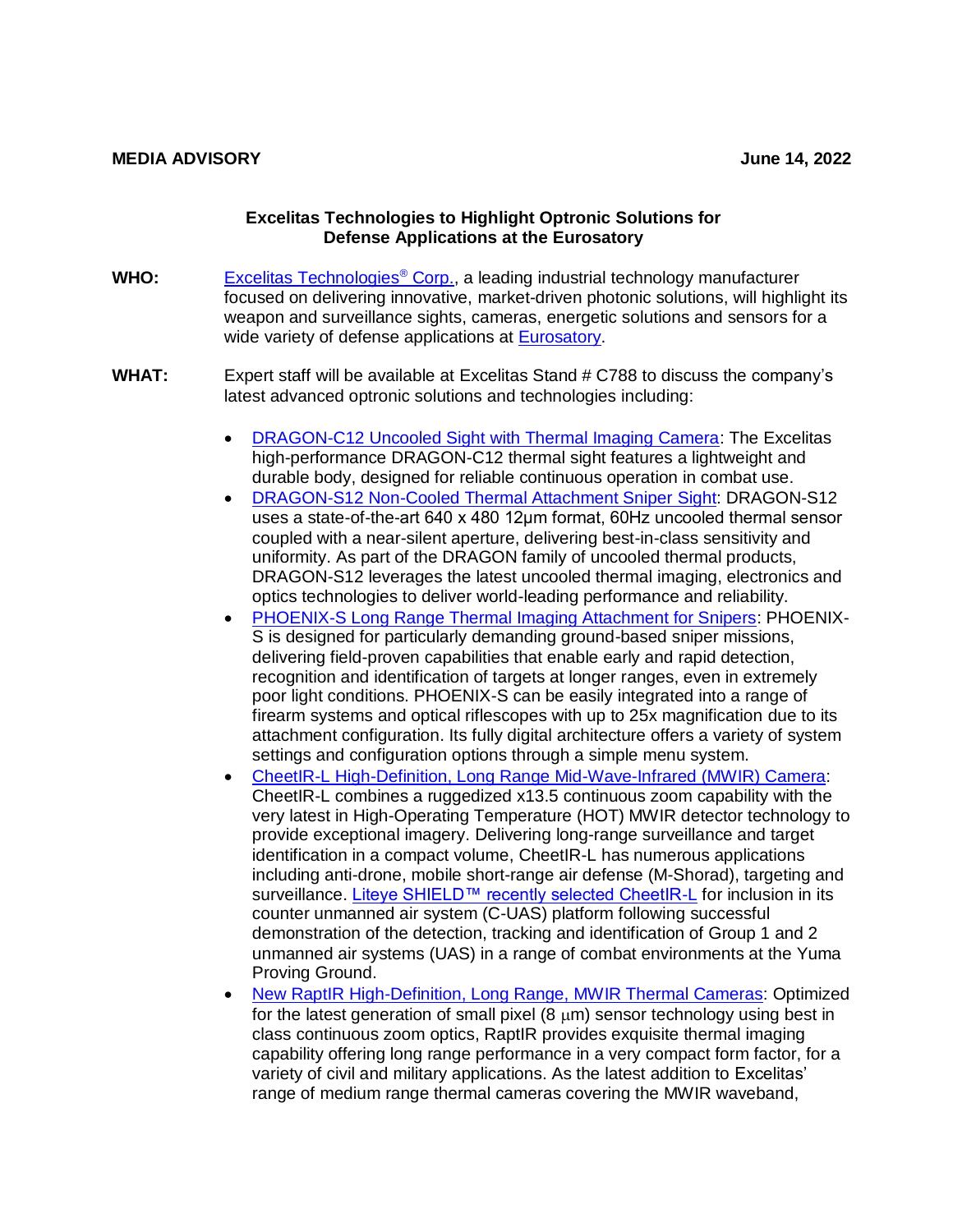**MEDIA ADVISORY** **June 14, 2022**

**Excelitas Technologies to Highlight Optronic Solutions for Defense Applications at the Eurosatory**

**WHO:** Excelitas Technologies® Corp., a leading industrial technology manufacturer focused on delivering innovative, market-driven photonic solutions, will highlight its weapon and surveillance sights, cameras, energetic solutions and sensors for a wide variety of defense applications at Eurosatory.

**WHAT:** Expert staff will be available at Excelitas Stand # C788 to discuss the company's latest advanced optronic solutions and technologies including:

- DRAGON-C12 Uncooled Sight with Thermal Imaging Camera: The Excelitas high-performance DRAGON-C12 thermal sight features a lightweight and durable body, designed for reliable continuous operation in combat use.
- DRAGON-S12 Non-Cooled Thermal Attachment Sniper Sight: DRAGON-S12 uses a state-of-the-art 640 x 480 12µm format, 60Hz uncooled thermal sensor coupled with a near-silent aperture, delivering best-in-class sensitivity and uniformity. As part of the DRAGON family of uncooled thermal products, DRAGON-S12 leverages the latest uncooled thermal imaging, electronics and optics technologies to deliver world-leading performance and reliability.
- PHOENIX-S Long Range Thermal Imaging Attachment for Snipers: PHOENIX-S is designed for particularly demanding ground-based sniper missions, delivering field-proven capabilities that enable early and rapid detection, recognition and identification of targets at longer ranges, even in extremely poor light conditions. PHOENIX-S can be easily integrated into a range of firearm systems and optical riflescopes with up to 25x magnification due to its attachment configuration. Its fully digital architecture offers a variety of system settings and configuration options through a simple menu system.
- CheetIR-L High-Definition, Long Range Mid-Wave-Infrared (MWIR) Camera: CheetIR-L combines a ruggedized x13.5 continuous zoom capability with the very latest in High-Operating Temperature (HOT) MWIR detector technology to provide exceptional imagery. Delivering long-range surveillance and target identification in a compact volume, CheetIR-L has numerous applications including anti-drone, mobile short-range air defense (M-Shorad), targeting and surveillance. Liteye SHIELD™ recently selected CheetIR-L for inclusion in its counter unmanned air system (C-UAS) platform following successful demonstration of the detection, tracking and identification of Group 1 and 2 unmanned air systems (UAS) in a range of combat environments at the Yuma Proving Ground.
- New RaptIR High-Definition, Long Range, MWIR Thermal Cameras: Optimized for the latest generation of small pixel (8 µm) sensor technology using best in class continuous zoom optics, RaptIR provides exquisite thermal imaging capability offering long range performance in a very compact form factor, for a variety of civil and military applications. As the latest addition to Excelitas' range of medium range thermal cameras covering the MWIR waveband,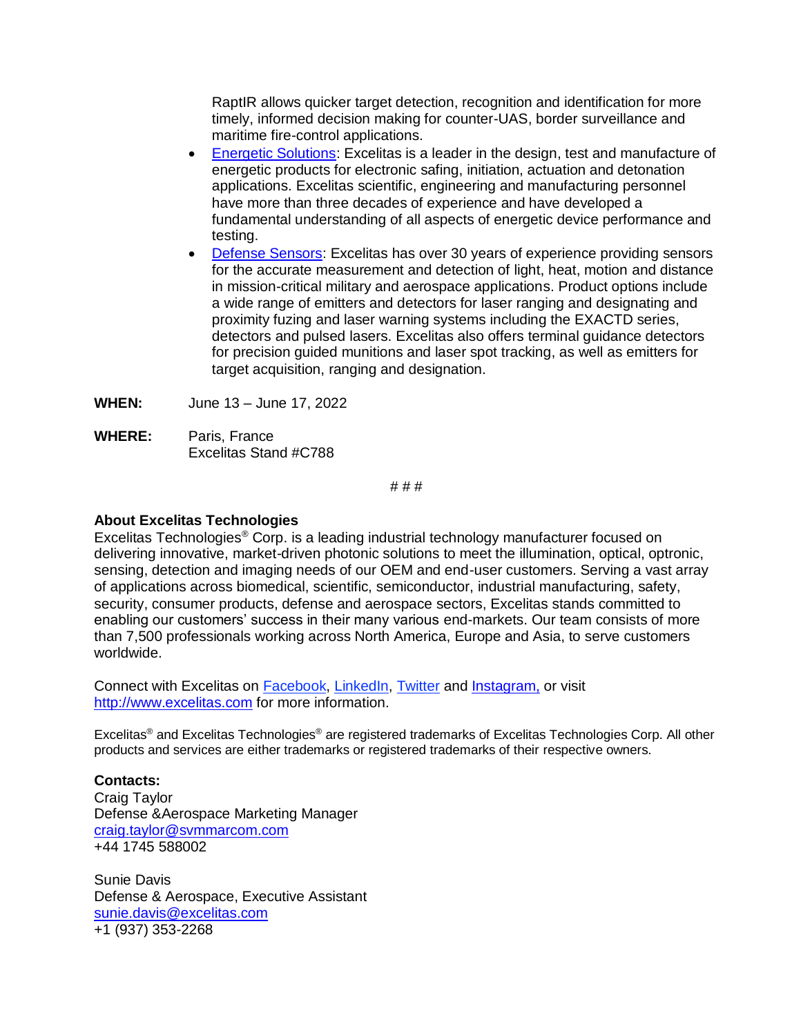RaptIR allows quicker target detection, recognition and identification for more timely, informed decision making for counter-UAS, border surveillance and maritime fire-control applications.

- Energetic Solutions: Excelitas is a leader in the design, test and manufacture of energetic products for electronic safing, initiation, actuation and detonation applications. Excelitas scientific, engineering and manufacturing personnel have more than three decades of experience and have developed a fundamental understanding of all aspects of energetic device performance and testing.
- Defense Sensors: Excelitas has over 30 years of experience providing sensors for the accurate measurement and detection of light, heat, motion and distance in mission-critical military and aerospace applications. Product options include a wide range of emitters and detectors for laser ranging and designating and proximity fuzing and laser warning systems including the EXACTD series, detectors and pulsed lasers. Excelitas also offers terminal guidance detectors for precision guided munitions and laser spot tracking, as well as emitters for target acquisition, ranging and designation.

**WHEN:** June 13 – June 17, 2022

**WHERE:** Paris, France
Excelitas Stand #C788

# # #

**About Excelitas Technologies**

Excelitas Technologies® Corp. is a leading industrial technology manufacturer focused on delivering innovative, market-driven photonic solutions to meet the illumination, optical, optronic, sensing, detection and imaging needs of our OEM and end-user customers. Serving a vast array of applications across biomedical, scientific, semiconductor, industrial manufacturing, safety, security, consumer products, defense and aerospace sectors, Excelitas stands committed to enabling our customers' success in their many various end-markets. Our team consists of more than 7,500 professionals working across North America, Europe and Asia, to serve customers worldwide.

Connect with Excelitas on Facebook, LinkedIn, Twitter and Instagram, or visit http://www.excelitas.com for more information.

Excelitas® and Excelitas Technologies® are registered trademarks of Excelitas Technologies Corp. All other products and services are either trademarks or registered trademarks of their respective owners.

**Contacts:**

Craig Taylor
Defense &Aerospace Marketing Manager
craig.taylor@svmmarcom.com
+44 1745 588002

Sunie Davis
Defense & Aerospace, Executive Assistant
sunie.davis@excelitas.com
+1 (937) 353-2268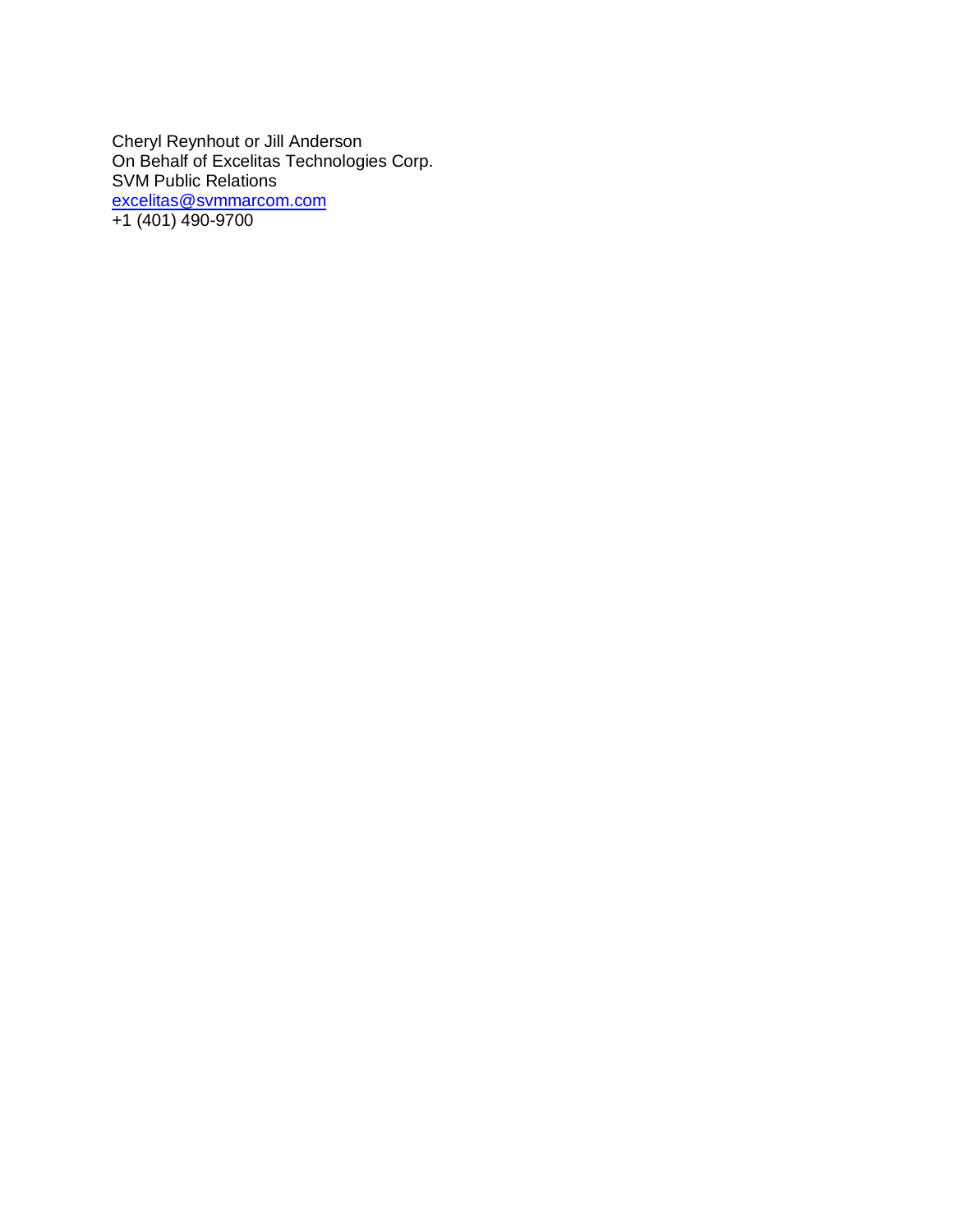Cheryl Reynhout or Jill Anderson
On Behalf of Excelitas Technologies Corp.
SVM Public Relations
[excelitas@svmmarcom.com](mailto:excelitas@svmmarcom.com)
+1 (401) 490-9700